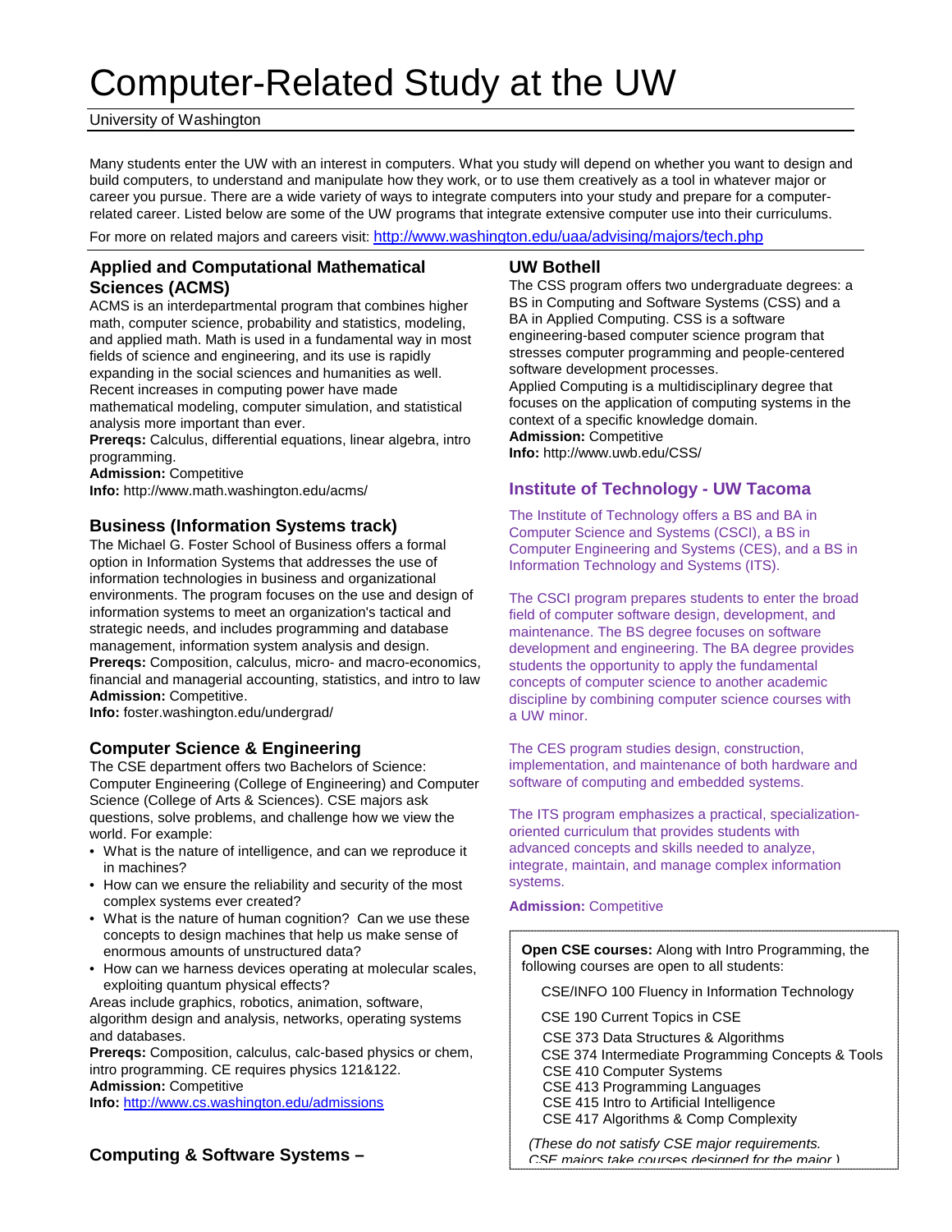# Computer-Related Study at the UW

University of Washington

Many students enter the UW with an interest in computers. What you study will depend on whether you want to design and build computers, to understand and manipulate how they work, or to use them creatively as a tool in whatever major or career you pursue. There are a wide variety of ways to integrate computers into your study and prepare for a computer-related career. Listed below are some of the UW programs that integrate extensive computer use into their curriculums.

For more on related majors and careers visit: http://www.washington.edu/uaa/advising/majors/tech.php

## Applied and Computational Mathematical Sciences (ACMS)

ACMS is an interdepartmental program that combines higher math, computer science, probability and statistics, modeling, and applied math. Math is used in a fundamental way in most fields of science and engineering, and its use is rapidly expanding in the social sciences and humanities as well. Recent increases in computing power have made mathematical modeling, computer simulation, and statistical analysis more important than ever.

**Prereqs:** Calculus, differential equations, linear algebra, intro programming.

**Admission:** Competitive

**Info:** http://www.math.washington.edu/acms/

## Business (Information Systems track)

The Michael G. Foster School of Business offers a formal option in Information Systems that addresses the use of information technologies in business and organizational environments. The program focuses on the use and design of information systems to meet an organization's tactical and strategic needs, and includes programming and database management, information system analysis and design.

**Prereqs:** Composition, calculus, micro- and macro-economics, financial and managerial accounting, statistics, and intro to law

**Admission:** Competitive.

**Info:** foster.washington.edu/undergrad/

## Computer Science & Engineering

The CSE department offers two Bachelors of Science: Computer Engineering (College of Engineering) and Computer Science (College of Arts & Sciences). CSE majors ask questions, solve problems, and challenge how we view the world. For example:

- What is the nature of intelligence, and can we reproduce it in machines?
- How can we ensure the reliability and security of the most complex systems ever created?
- What is the nature of human cognition? Can we use these concepts to design machines that help us make sense of enormous amounts of unstructured data?
- How can we harness devices operating at molecular scales, exploiting quantum physical effects?

Areas include graphics, robotics, animation, software, algorithm design and analysis, networks, operating systems and databases.

**Prereqs:** Composition, calculus, calc-based physics or chem, intro programming. CE requires physics 121&122.

**Admission:** Competitive

**Info:** http://www.cs.washington.edu/admissions

## Computing & Software Systems –

## UW Bothell

The CSS program offers two undergraduate degrees: a BS in Computing and Software Systems (CSS) and a BA in Applied Computing. CSS is a software engineering-based computer science program that stresses computer programming and people-centered software development processes.

Applied Computing is a multidisciplinary degree that focuses on the application of computing systems in the context of a specific knowledge domain.

**Admission:** Competitive

**Info:** http://www.uwb.edu/CSS/

## Institute of Technology - UW Tacoma

The Institute of Technology offers a BS and BA in Computer Science and Systems (CSCI), a BS in Computer Engineering and Systems (CES), and a BS in Information Technology and Systems (ITS).

The CSCI program prepares students to enter the broad field of computer software design, development, and maintenance. The BS degree focuses on software development and engineering. The BA degree provides students the opportunity to apply the fundamental concepts of computer science to another academic discipline by combining computer science courses with a UW minor.

The CES program studies design, construction, implementation, and maintenance of both hardware and software of computing and embedded systems.

The ITS program emphasizes a practical, specialization-oriented curriculum that provides students with advanced concepts and skills needed to analyze, integrate, maintain, and manage complex information systems.

**Admission:** Competitive

**Open CSE courses:** Along with Intro Programming, the following courses are open to all students:

CSE/INFO 100 Fluency in Information Technology

CSE 190 Current Topics in CSE

CSE 373 Data Structures & Algorithms
CSE 374 Intermediate Programming Concepts & Tools
CSE 410 Computer Systems
CSE 413 Programming Languages
CSE 415 Intro to Artificial Intelligence
CSE 417 Algorithms & Comp Complexity

*(These do not satisfy CSE major requirements. CSE majors take courses designed for the major.)*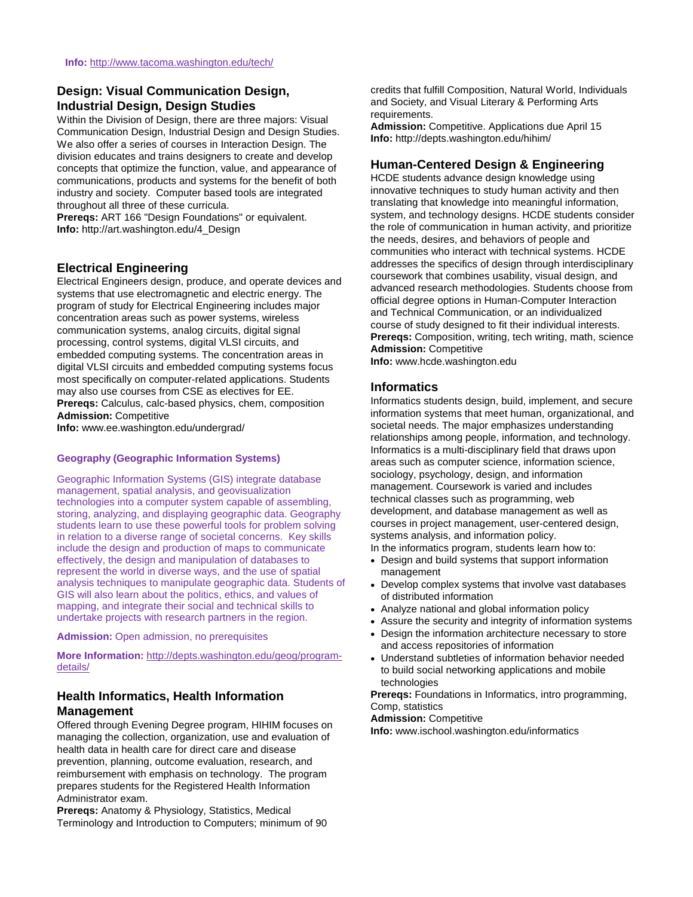**Info:** http://www.tacoma.washington.edu/tech/

## Design: Visual Communication Design, Industrial Design, Design Studies

Within the Division of Design, there are three majors: Visual Communication Design, Industrial Design and Design Studies. We also offer a series of courses in Interaction Design. The division educates and trains designers to create and develop concepts that optimize the function, value, and appearance of communications, products and systems for the benefit of both industry and society. Computer based tools are integrated throughout all three of these curricula.
**Prereqs:** ART 166 "Design Foundations" or equivalent.
**Info:** http://art.washington.edu/4_Design

## Electrical Engineering

Electrical Engineers design, produce, and operate devices and systems that use electromagnetic and electric energy. The program of study for Electrical Engineering includes major concentration areas such as power systems, wireless communication systems, analog circuits, digital signal processing, control systems, digital VLSI circuits, and embedded computing systems. The concentration areas in digital VLSI circuits and embedded computing systems focus most specifically on computer-related applications. Students may also use courses from CSE as electives for EE.
**Prereqs:** Calculus, calc-based physics, chem, composition
**Admission:** Competitive
**Info:** www.ee.washington.edu/undergrad/

**Geography (Geographic Information Systems)**

Geographic Information Systems (GIS) integrate database management, spatial analysis, and geovisualization technologies into a computer system capable of assembling, storing, analyzing, and displaying geographic data. Geography students learn to use these powerful tools for problem solving in relation to a diverse range of societal concerns. Key skills include the design and production of maps to communicate effectively, the design and manipulation of databases to represent the world in diverse ways, and the use of spatial analysis techniques to manipulate geographic data. Students of GIS will also learn about the politics, ethics, and values of mapping, and integrate their social and technical skills to undertake projects with research partners in the region.

**Admission:** Open admission, no prerequisites

**More Information:** http://depts.washington.edu/geog/program-details/

## Health Informatics, Health Information Management

Offered through Evening Degree program, HIHIM focuses on managing the collection, organization, use and evaluation of health data in health care for direct care and disease prevention, planning, outcome evaluation, research, and reimbursement with emphasis on technology. The program prepares students for the Registered Health Information Administrator exam.
**Prereqs:** Anatomy & Physiology, Statistics, Medical Terminology and Introduction to Computers; minimum of 90 credits that fulfill Composition, Natural World, Individuals and Society, and Visual Literary & Performing Arts requirements.
**Admission:** Competitive. Applications due April 15
**Info:** http://depts.washington.edu/hihim/

## Human-Centered Design & Engineering

HCDE students advance design knowledge using innovative techniques to study human activity and then translating that knowledge into meaningful information, system, and technology designs. HCDE students consider the role of communication in human activity, and prioritize the needs, desires, and behaviors of people and communities who interact with technical systems. HCDE addresses the specifics of design through interdisciplinary coursework that combines usability, visual design, and advanced research methodologies. Students choose from official degree options in Human-Computer Interaction and Technical Communication, or an individualized course of study designed to fit their individual interests.
**Prereqs:** Composition, writing, tech writing, math, science
**Admission:** Competitive
**Info:** www.hcde.washington.edu

## Informatics

Informatics students design, build, implement, and secure information systems that meet human, organizational, and societal needs. The major emphasizes understanding relationships among people, information, and technology. Informatics is a multi-disciplinary field that draws upon areas such as computer science, information science, sociology, psychology, design, and information management. Coursework is varied and includes technical classes such as programming, web development, and database management as well as courses in project management, user-centered design, systems analysis, and information policy.
In the informatics program, students learn how to:

- Design and build systems that support information management
- Develop complex systems that involve vast databases of distributed information
- Analyze national and global information policy
- Assure the security and integrity of information systems
- Design the information architecture necessary to store and access repositories of information
- Understand subtleties of information behavior needed to build social networking applications and mobile technologies

**Prereqs:** Foundations in Informatics, intro programming, Comp, statistics
**Admission:** Competitive
**Info:** www.ischool.washington.edu/informatics